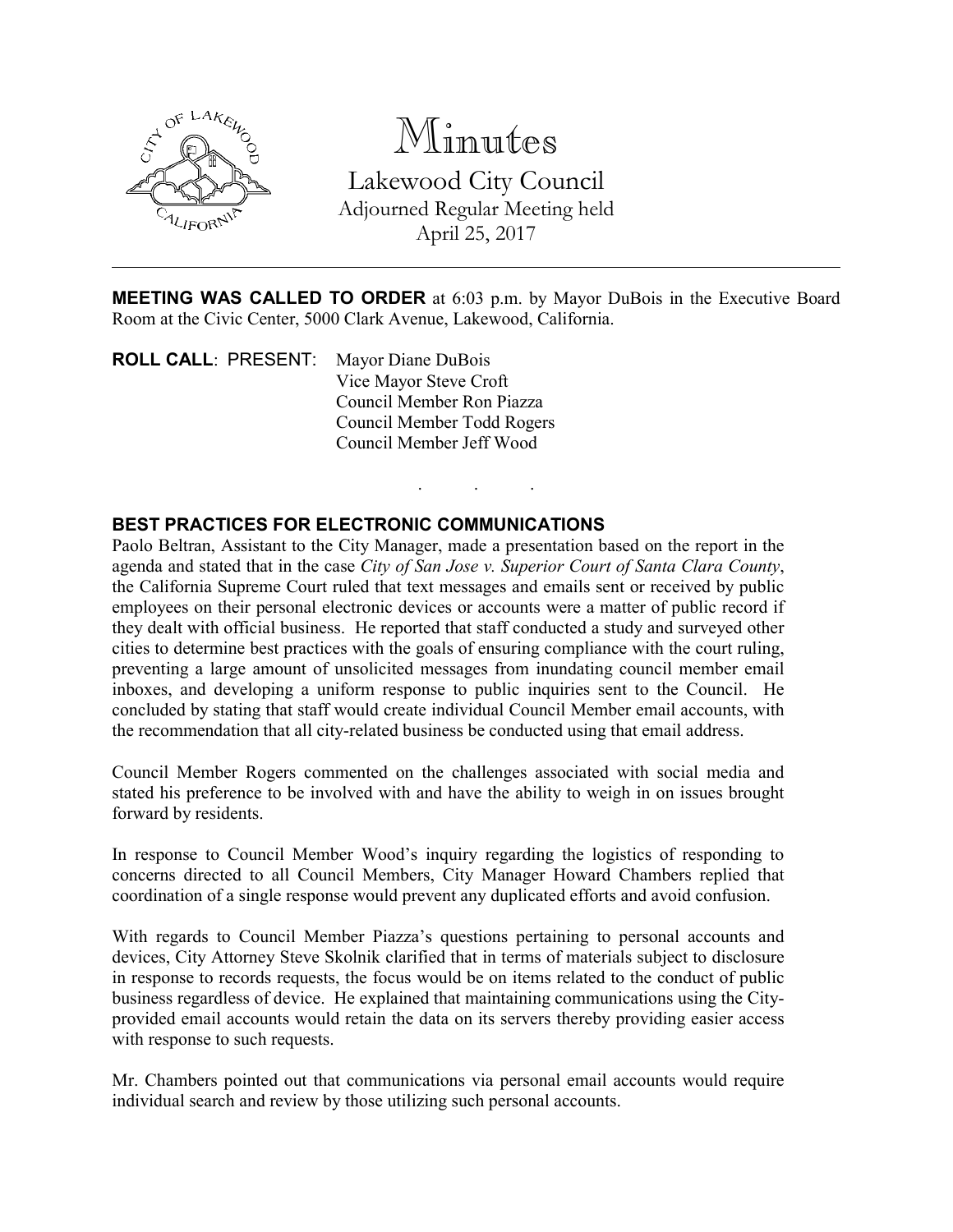# Minutes

## Lakewood City Council

Adjourned Regular Meeting held
April 25, 2017

---

**MEETING WAS CALLED TO ORDER** at 6:03 p.m. by Mayor DuBois in the Executive Board Room at the Civic Center, 5000 Clark Avenue, Lakewood, California.

**ROLL CALL**: PRESENT: Mayor Diane DuBois
Vice Mayor Steve Croft
Council Member Ron Piazza
Council Member Todd Rogers
Council Member Jeff Wood

. . .

**BEST PRACTICES FOR ELECTRONIC COMMUNICATIONS**

Paolo Beltran, Assistant to the City Manager, made a presentation based on the report in the agenda and stated that in the case *City of San Jose v. Superior Court of Santa Clara County*, the California Supreme Court ruled that text messages and emails sent or received by public employees on their personal electronic devices or accounts were a matter of public record if they dealt with official business. He reported that staff conducted a study and surveyed other cities to determine best practices with the goals of ensuring compliance with the court ruling, preventing a large amount of unsolicited messages from inundating council member email inboxes, and developing a uniform response to public inquiries sent to the Council. He concluded by stating that staff would create individual Council Member email accounts, with the recommendation that all city-related business be conducted using that email address.

Council Member Rogers commented on the challenges associated with social media and stated his preference to be involved with and have the ability to weigh in on issues brought forward by residents.

In response to Council Member Wood's inquiry regarding the logistics of responding to concerns directed to all Council Members, City Manager Howard Chambers replied that coordination of a single response would prevent any duplicated efforts and avoid confusion.

With regards to Council Member Piazza's questions pertaining to personal accounts and devices, City Attorney Steve Skolnik clarified that in terms of materials subject to disclosure in response to records requests, the focus would be on items related to the conduct of public business regardless of device. He explained that maintaining communications using the City-provided email accounts would retain the data on its servers thereby providing easier access with response to such requests.

Mr. Chambers pointed out that communications via personal email accounts would require individual search and review by those utilizing such personal accounts.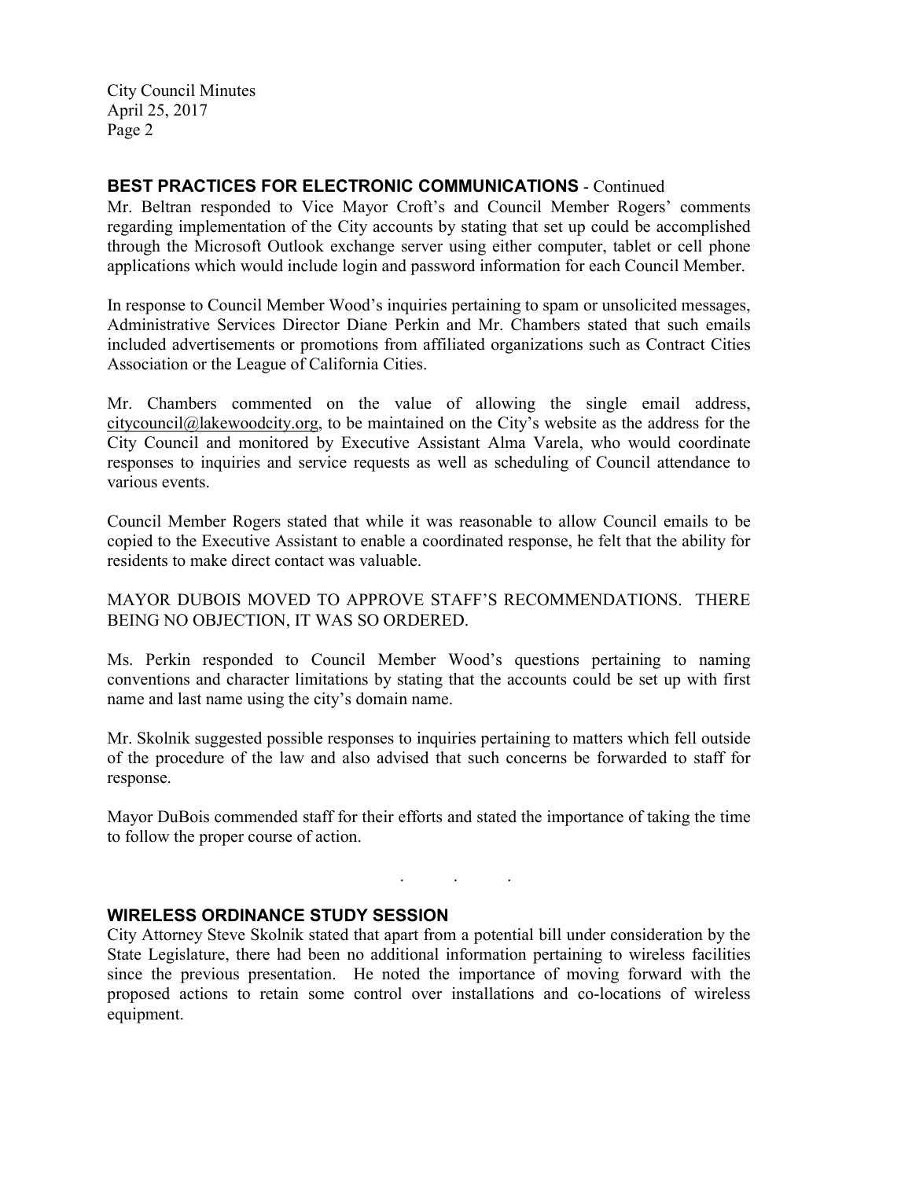## BEST PRACTICES FOR ELECTRONIC COMMUNICATIONS - Continued

Mr. Beltran responded to Vice Mayor Croft's and Council Member Rogers' comments regarding implementation of the City accounts by stating that set up could be accomplished through the Microsoft Outlook exchange server using either computer, tablet or cell phone applications which would include login and password information for each Council Member.

In response to Council Member Wood's inquiries pertaining to spam or unsolicited messages, Administrative Services Director Diane Perkin and Mr. Chambers stated that such emails included advertisements or promotions from affiliated organizations such as Contract Cities Association or the League of California Cities.

Mr. Chambers commented on the value of allowing the single email address, citycouncil@lakewoodcity.org, to be maintained on the City's website as the address for the City Council and monitored by Executive Assistant Alma Varela, who would coordinate responses to inquiries and service requests as well as scheduling of Council attendance to various events.

Council Member Rogers stated that while it was reasonable to allow Council emails to be copied to the Executive Assistant to enable a coordinated response, he felt that the ability for residents to make direct contact was valuable.

MAYOR DUBOIS MOVED TO APPROVE STAFF'S RECOMMENDATIONS. THERE BEING NO OBJECTION, IT WAS SO ORDERED.

Ms. Perkin responded to Council Member Wood's questions pertaining to naming conventions and character limitations by stating that the accounts could be set up with first name and last name using the city's domain name.

Mr. Skolnik suggested possible responses to inquiries pertaining to matters which fell outside of the procedure of the law and also advised that such concerns be forwarded to staff for response.

Mayor DuBois commended staff for their efforts and stated the importance of taking the time to follow the proper course of action.

. . .

## WIRELESS ORDINANCE STUDY SESSION

City Attorney Steve Skolnik stated that apart from a potential bill under consideration by the State Legislature, there had been no additional information pertaining to wireless facilities since the previous presentation. He noted the importance of moving forward with the proposed actions to retain some control over installations and co-locations of wireless equipment.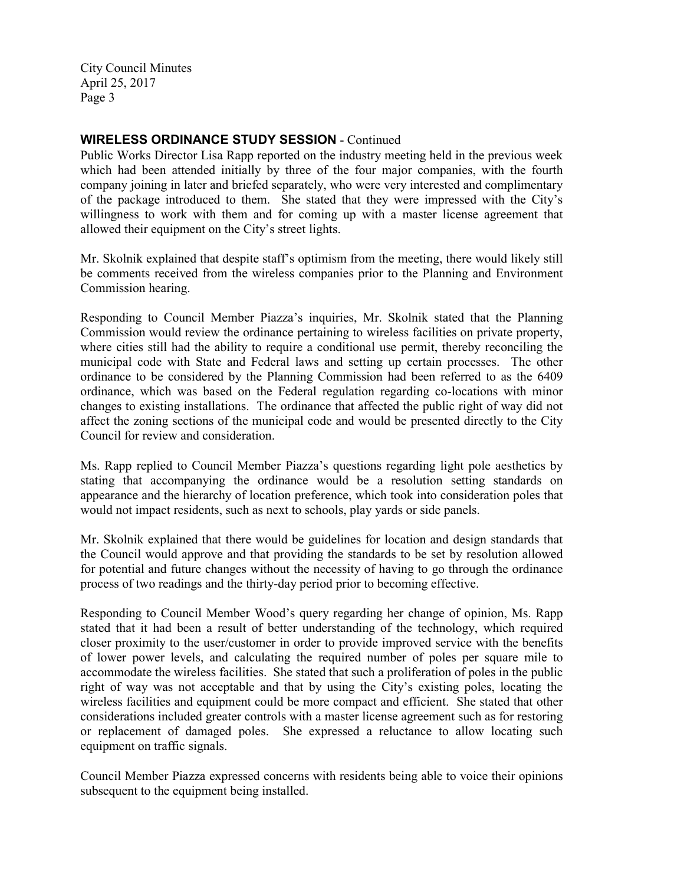## **WIRELESS ORDINANCE STUDY SESSION** - Continued

Public Works Director Lisa Rapp reported on the industry meeting held in the previous week which had been attended initially by three of the four major companies, with the fourth company joining in later and briefed separately, who were very interested and complimentary of the package introduced to them. She stated that they were impressed with the City's willingness to work with them and for coming up with a master license agreement that allowed their equipment on the City's street lights.

Mr. Skolnik explained that despite staff's optimism from the meeting, there would likely still be comments received from the wireless companies prior to the Planning and Environment Commission hearing.

Responding to Council Member Piazza's inquiries, Mr. Skolnik stated that the Planning Commission would review the ordinance pertaining to wireless facilities on private property, where cities still had the ability to require a conditional use permit, thereby reconciling the municipal code with State and Federal laws and setting up certain processes. The other ordinance to be considered by the Planning Commission had been referred to as the 6409 ordinance, which was based on the Federal regulation regarding co-locations with minor changes to existing installations. The ordinance that affected the public right of way did not affect the zoning sections of the municipal code and would be presented directly to the City Council for review and consideration.

Ms. Rapp replied to Council Member Piazza's questions regarding light pole aesthetics by stating that accompanying the ordinance would be a resolution setting standards on appearance and the hierarchy of location preference, which took into consideration poles that would not impact residents, such as next to schools, play yards or side panels.

Mr. Skolnik explained that there would be guidelines for location and design standards that the Council would approve and that providing the standards to be set by resolution allowed for potential and future changes without the necessity of having to go through the ordinance process of two readings and the thirty-day period prior to becoming effective.

Responding to Council Member Wood's query regarding her change of opinion, Ms. Rapp stated that it had been a result of better understanding of the technology, which required closer proximity to the user/customer in order to provide improved service with the benefits of lower power levels, and calculating the required number of poles per square mile to accommodate the wireless facilities. She stated that such a proliferation of poles in the public right of way was not acceptable and that by using the City's existing poles, locating the wireless facilities and equipment could be more compact and efficient. She stated that other considerations included greater controls with a master license agreement such as for restoring or replacement of damaged poles. She expressed a reluctance to allow locating such equipment on traffic signals.

Council Member Piazza expressed concerns with residents being able to voice their opinions subsequent to the equipment being installed.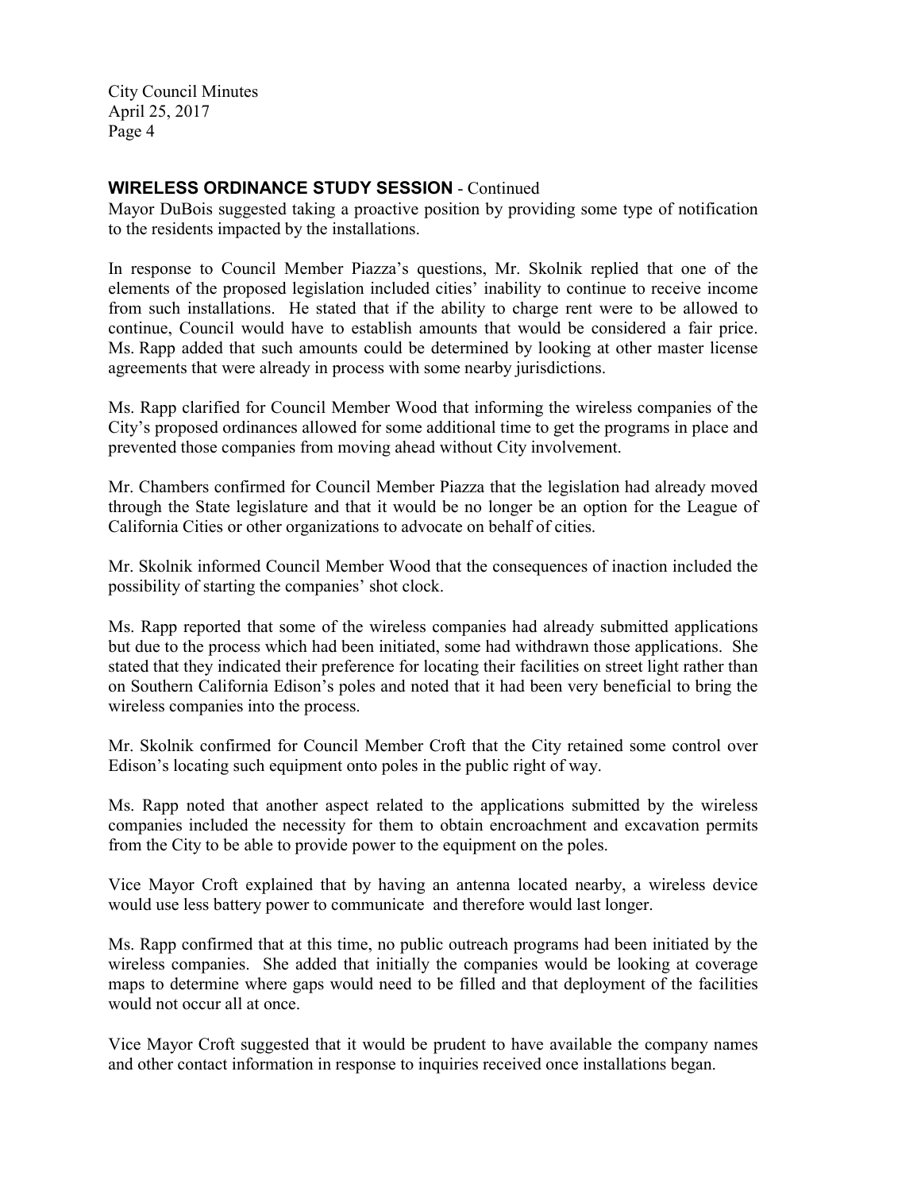## WIRELESS ORDINANCE STUDY SESSION - Continued

Mayor DuBois suggested taking a proactive position by providing some type of notification to the residents impacted by the installations.

In response to Council Member Piazza's questions, Mr. Skolnik replied that one of the elements of the proposed legislation included cities' inability to continue to receive income from such installations. He stated that if the ability to charge rent were to be allowed to continue, Council would have to establish amounts that would be considered a fair price. Ms. Rapp added that such amounts could be determined by looking at other master license agreements that were already in process with some nearby jurisdictions.

Ms. Rapp clarified for Council Member Wood that informing the wireless companies of the City's proposed ordinances allowed for some additional time to get the programs in place and prevented those companies from moving ahead without City involvement.

Mr. Chambers confirmed for Council Member Piazza that the legislation had already moved through the State legislature and that it would be no longer be an option for the League of California Cities or other organizations to advocate on behalf of cities.

Mr. Skolnik informed Council Member Wood that the consequences of inaction included the possibility of starting the companies' shot clock.

Ms. Rapp reported that some of the wireless companies had already submitted applications but due to the process which had been initiated, some had withdrawn those applications. She stated that they indicated their preference for locating their facilities on street light rather than on Southern California Edison's poles and noted that it had been very beneficial to bring the wireless companies into the process.

Mr. Skolnik confirmed for Council Member Croft that the City retained some control over Edison's locating such equipment onto poles in the public right of way.

Ms. Rapp noted that another aspect related to the applications submitted by the wireless companies included the necessity for them to obtain encroachment and excavation permits from the City to be able to provide power to the equipment on the poles.

Vice Mayor Croft explained that by having an antenna located nearby, a wireless device would use less battery power to communicate and therefore would last longer.

Ms. Rapp confirmed that at this time, no public outreach programs had been initiated by the wireless companies. She added that initially the companies would be looking at coverage maps to determine where gaps would need to be filled and that deployment of the facilities would not occur all at once.

Vice Mayor Croft suggested that it would be prudent to have available the company names and other contact information in response to inquiries received once installations began.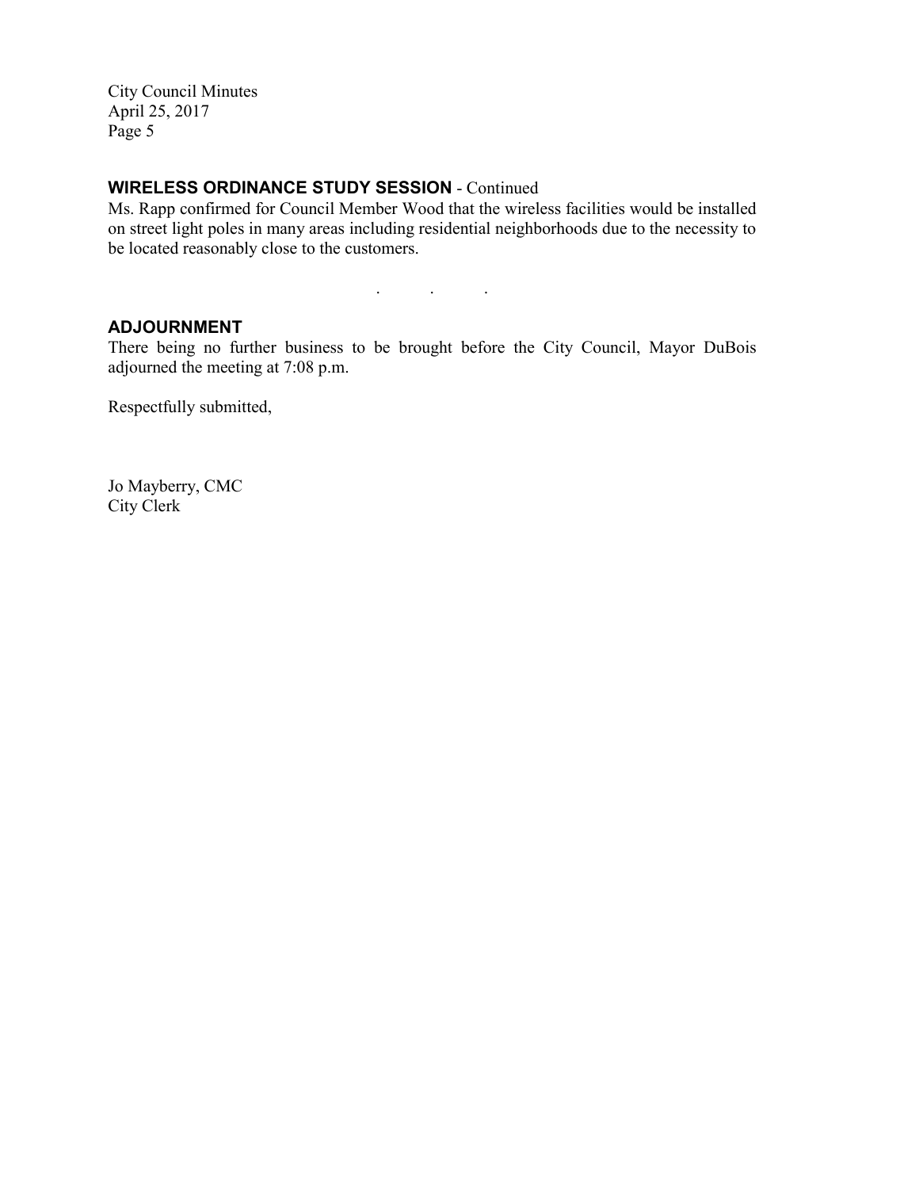## WIRELESS ORDINANCE STUDY SESSION - Continued

Ms. Rapp confirmed for Council Member Wood that the wireless facilities would be installed on street light poles in many areas including residential neighborhoods due to the necessity to be located reasonably close to the customers.

. . .

## ADJOURNMENT

There being no further business to be brought before the City Council, Mayor DuBois adjourned the meeting at 7:08 p.m.

Respectfully submitted,

Jo Mayberry, CMC
City Clerk